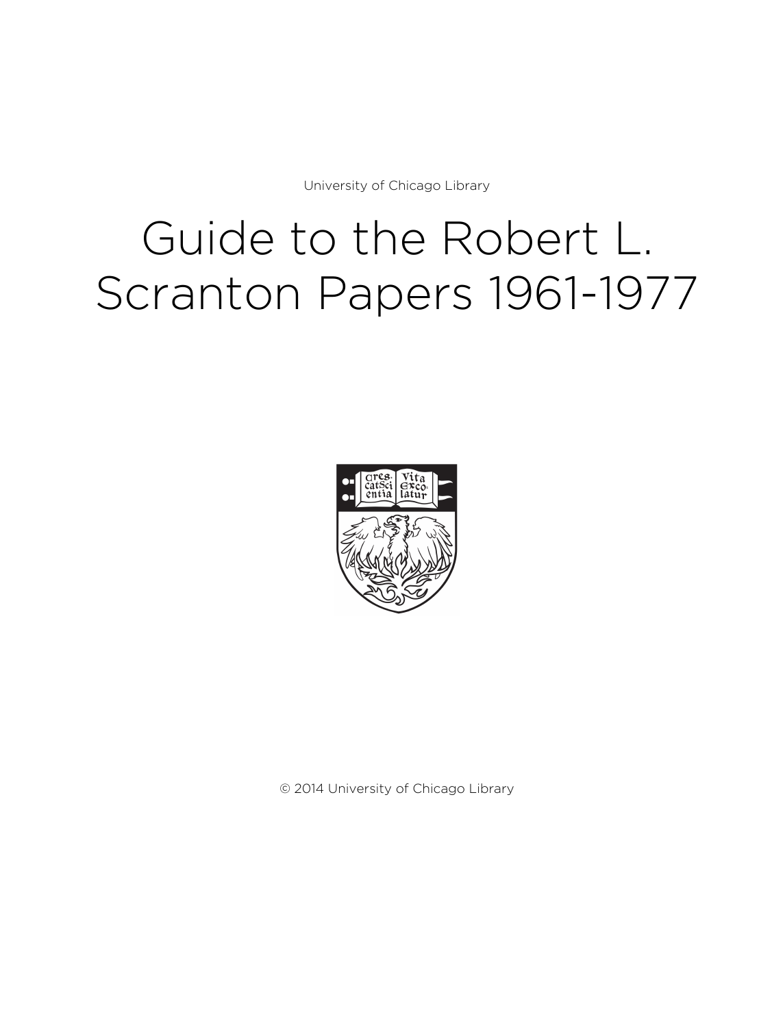University of Chicago Library

# Guide to the Robert L. Scranton Papers 1961-1977

© 2014 University of Chicago Library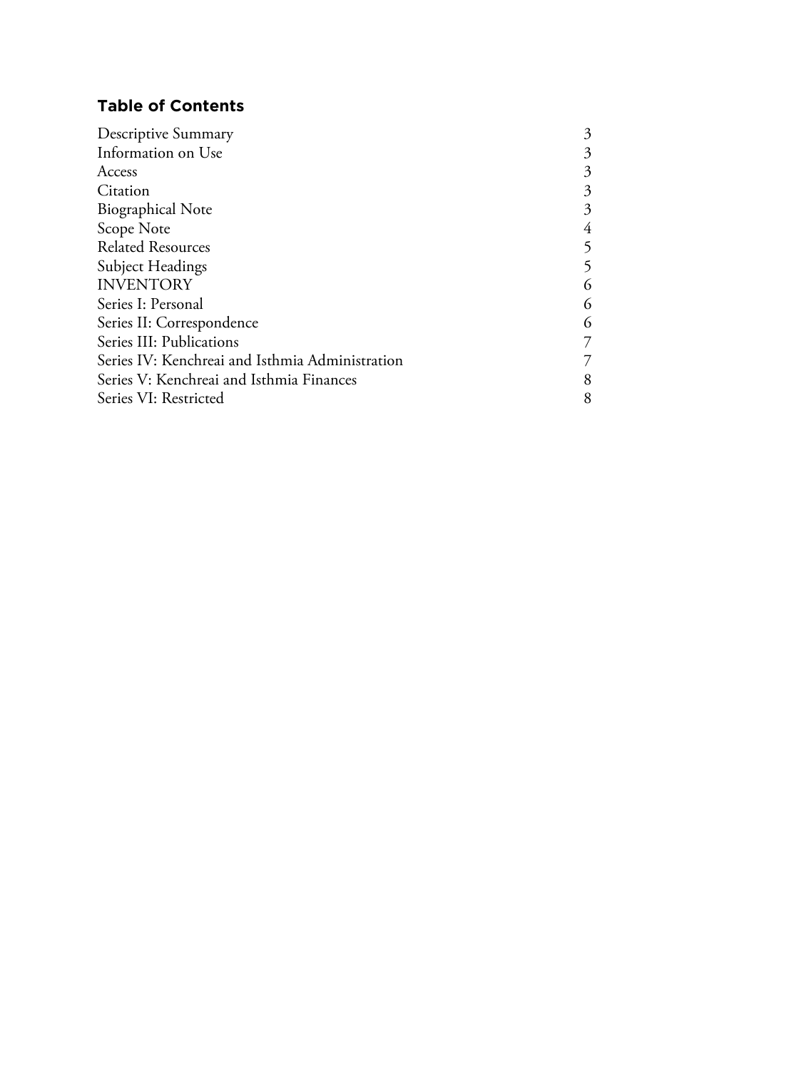## Table of Contents

| | |
|---|---|
| Descriptive Summary | 3 |
| Information on Use | 3 |
| Access | 3 |
| Citation | 3 |
| Biographical Note | 3 |
| Scope Note | 4 |
| Related Resources | 5 |
| Subject Headings | 5 |
| INVENTORY | 6 |
| Series I: Personal | 6 |
| Series II: Correspondence | 6 |
| Series III: Publications | 7 |
| Series IV: Kenchreai and Isthmia Administration | 7 |
| Series V: Kenchreai and Isthmia Finances | 8 |
| Series VI: Restricted | 8 |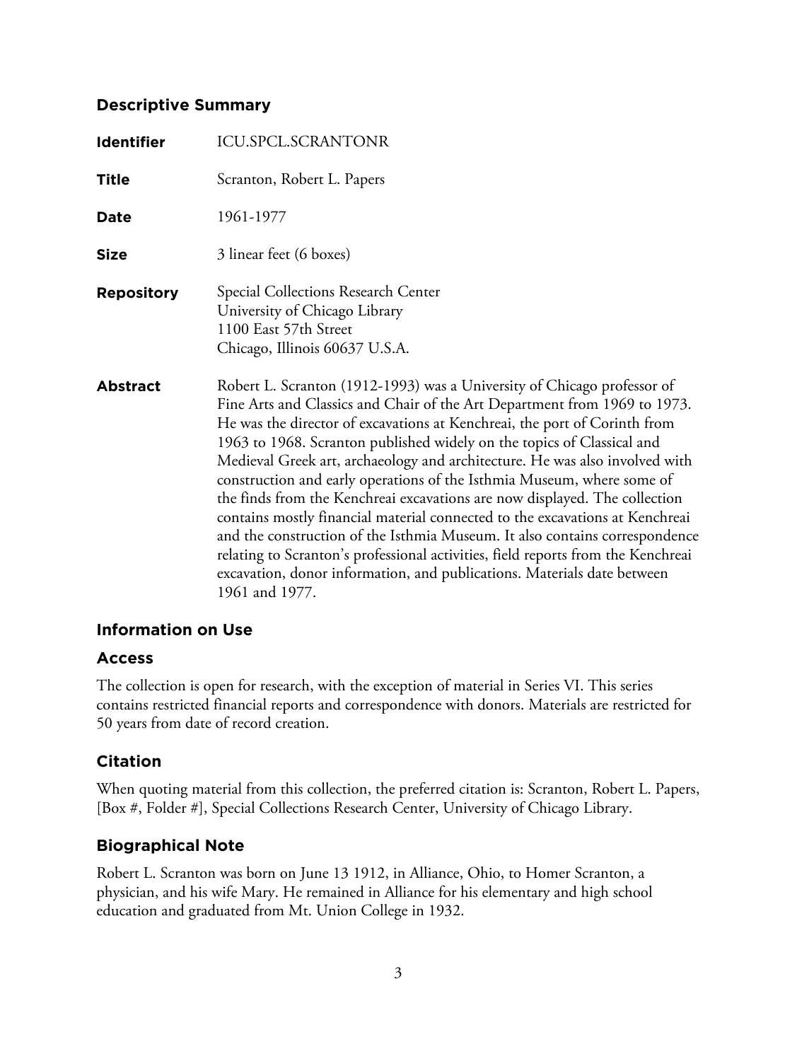## Descriptive Summary

| | |
|---|---|
| **Identifier** | ICU.SPCL.SCRANTONR |
| **Title** | Scranton, Robert L. Papers |
| **Date** | 1961-1977 |
| **Size** | 3 linear feet (6 boxes) |
| **Repository** | Special Collections Research Center<br>University of Chicago Library<br>1100 East 57th Street<br>Chicago, Illinois 60637 U.S.A. |
| **Abstract** | Robert L. Scranton (1912-1993) was a University of Chicago professor of Fine Arts and Classics and Chair of the Art Department from 1969 to 1973. He was the director of excavations at Kenchreai, the port of Corinth from 1963 to 1968. Scranton published widely on the topics of Classical and Medieval Greek art, archaeology and architecture. He was also involved with construction and early operations of the Isthmia Museum, where some of the finds from the Kenchreai excavations are now displayed. The collection contains mostly financial material connected to the excavations at Kenchreai and the construction of the Isthmia Museum. It also contains correspondence relating to Scranton's professional activities, field reports from the Kenchreai excavation, donor information, and publications. Materials date between 1961 and 1977. |

## Information on Use

## Access

The collection is open for research, with the exception of material in Series VI. This series contains restricted financial reports and correspondence with donors. Materials are restricted for 50 years from date of record creation.

## Citation

When quoting material from this collection, the preferred citation is: Scranton, Robert L. Papers, [Box #, Folder #], Special Collections Research Center, University of Chicago Library.

## Biographical Note

Robert L. Scranton was born on June 13 1912, in Alliance, Ohio, to Homer Scranton, a physician, and his wife Mary. He remained in Alliance for his elementary and high school education and graduated from Mt. Union College in 1932.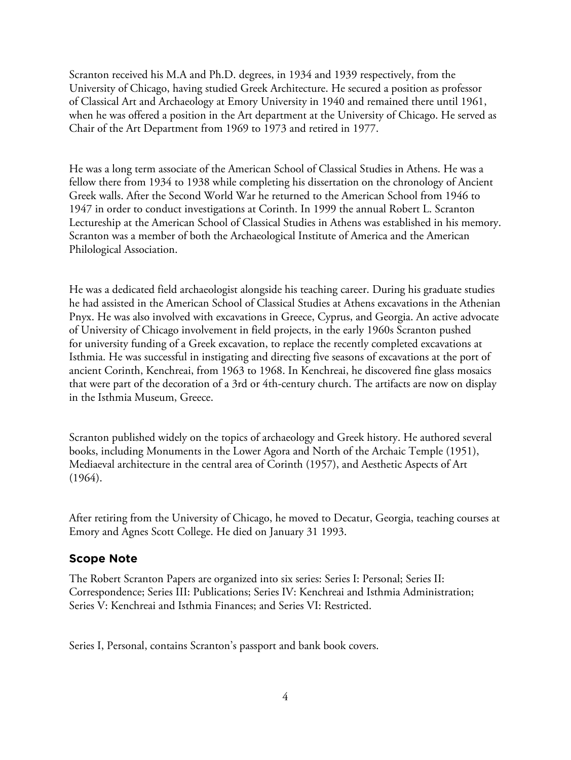Scranton received his M.A and Ph.D. degrees, in 1934 and 1939 respectively, from the University of Chicago, having studied Greek Architecture. He secured a position as professor of Classical Art and Archaeology at Emory University in 1940 and remained there until 1961, when he was offered a position in the Art department at the University of Chicago. He served as Chair of the Art Department from 1969 to 1973 and retired in 1977.

He was a long term associate of the American School of Classical Studies in Athens. He was a fellow there from 1934 to 1938 while completing his dissertation on the chronology of Ancient Greek walls. After the Second World War he returned to the American School from 1946 to 1947 in order to conduct investigations at Corinth. In 1999 the annual Robert L. Scranton Lectureship at the American School of Classical Studies in Athens was established in his memory. Scranton was a member of both the Archaeological Institute of America and the American Philological Association.

He was a dedicated field archaeologist alongside his teaching career. During his graduate studies he had assisted in the American School of Classical Studies at Athens excavations in the Athenian Pnyx. He was also involved with excavations in Greece, Cyprus, and Georgia. An active advocate of University of Chicago involvement in field projects, in the early 1960s Scranton pushed for university funding of a Greek excavation, to replace the recently completed excavations at Isthmia. He was successful in instigating and directing five seasons of excavations at the port of ancient Corinth, Kenchreai, from 1963 to 1968. In Kenchreai, he discovered fine glass mosaics that were part of the decoration of a 3rd or 4th-century church. The artifacts are now on display in the Isthmia Museum, Greece.

Scranton published widely on the topics of archaeology and Greek history. He authored several books, including Monuments in the Lower Agora and North of the Archaic Temple (1951), Mediaeval architecture in the central area of Corinth (1957), and Aesthetic Aspects of Art (1964).

After retiring from the University of Chicago, he moved to Decatur, Georgia, teaching courses at Emory and Agnes Scott College. He died on January 31 1993.

## Scope Note

The Robert Scranton Papers are organized into six series: Series I: Personal; Series II: Correspondence; Series III: Publications; Series IV: Kenchreai and Isthmia Administration; Series V: Kenchreai and Isthmia Finances; and Series VI: Restricted.

Series I, Personal, contains Scranton's passport and bank book covers.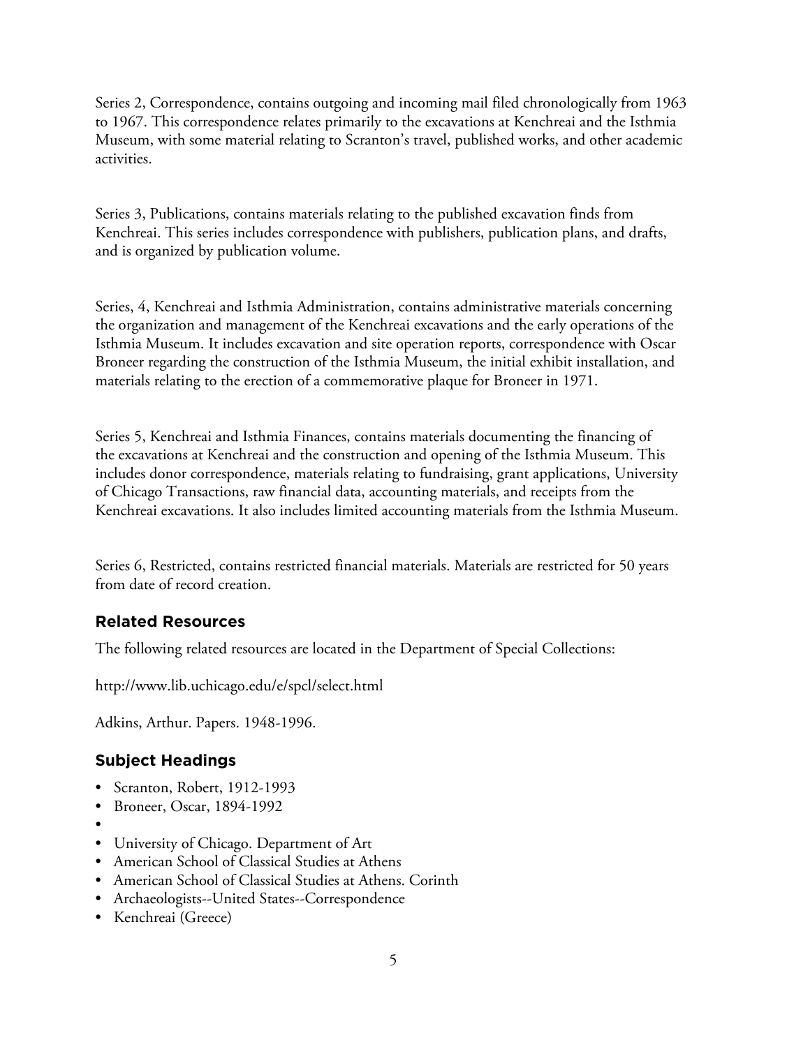Series 2, Correspondence, contains outgoing and incoming mail filed chronologically from 1963 to 1967. This correspondence relates primarily to the excavations at Kenchreai and the Isthmia Museum, with some material relating to Scranton's travel, published works, and other academic activities.

Series 3, Publications, contains materials relating to the published excavation finds from Kenchreai. This series includes correspondence with publishers, publication plans, and drafts, and is organized by publication volume.

Series, 4, Kenchreai and Isthmia Administration, contains administrative materials concerning the organization and management of the Kenchreai excavations and the early operations of the Isthmia Museum. It includes excavation and site operation reports, correspondence with Oscar Broneer regarding the construction of the Isthmia Museum, the initial exhibit installation, and materials relating to the erection of a commemorative plaque for Broneer in 1971.

Series 5, Kenchreai and Isthmia Finances, contains materials documenting the financing of the excavations at Kenchreai and the construction and opening of the Isthmia Museum. This includes donor correspondence, materials relating to fundraising, grant applications, University of Chicago Transactions, raw financial data, accounting materials, and receipts from the Kenchreai excavations. It also includes limited accounting materials from the Isthmia Museum.

Series 6, Restricted, contains restricted financial materials. Materials are restricted for 50 years from date of record creation.

## Related Resources

The following related resources are located in the Department of Special Collections:

http://www.lib.uchicago.edu/e/spcl/select.html

Adkins, Arthur. Papers. 1948-1996.

## Subject Headings

- Scranton, Robert, 1912-1993
- Broneer, Oscar, 1894-1992
- 
- University of Chicago. Department of Art
- American School of Classical Studies at Athens
- American School of Classical Studies at Athens. Corinth
- Archaeologists--United States--Correspondence
- Kenchreai (Greece)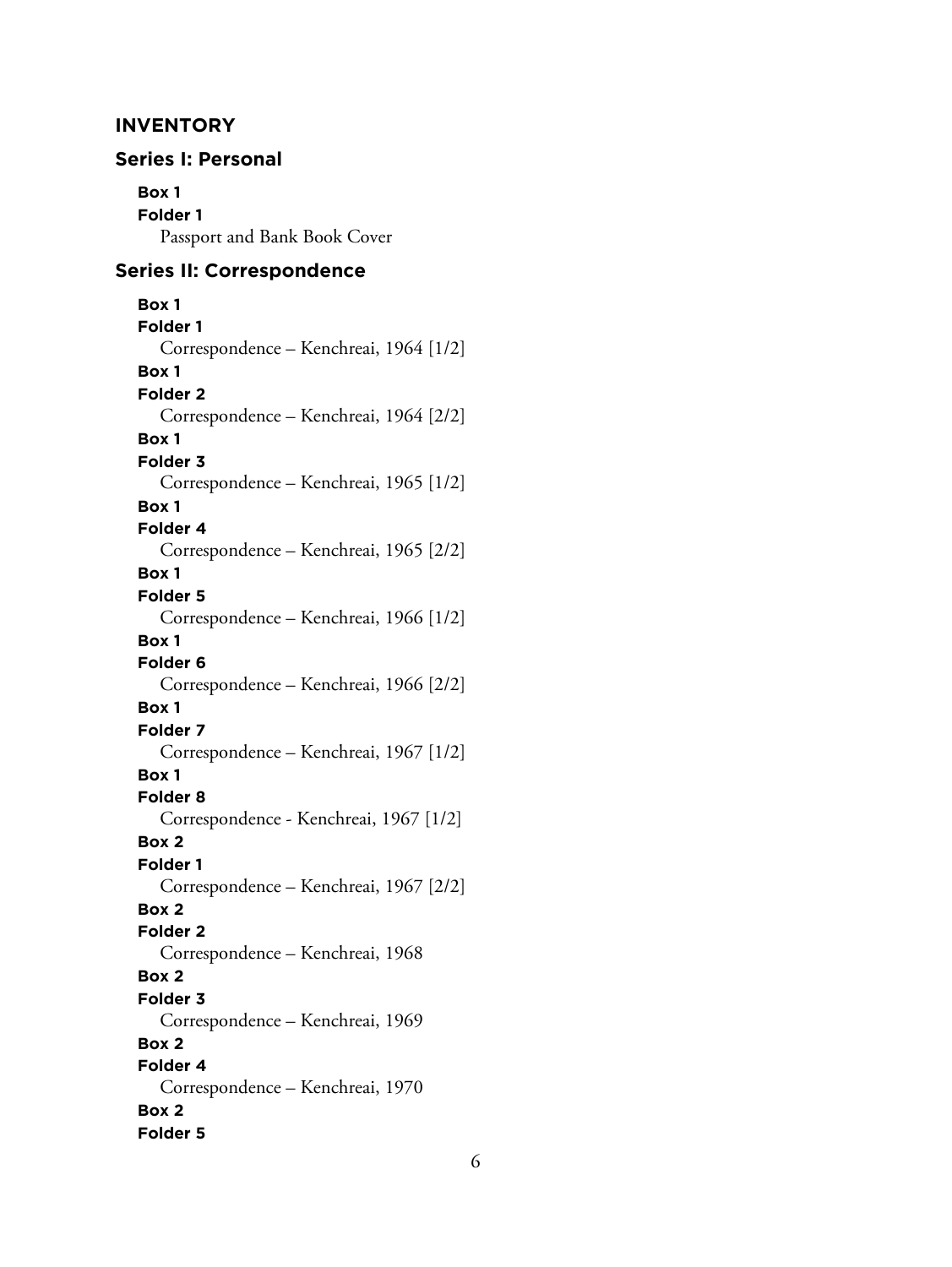## INVENTORY

### Series I: Personal

**Box 1**
**Folder 1**
Passport and Bank Book Cover

### Series II: Correspondence

**Box 1**
**Folder 1**
Correspondence – Kenchreai, 1964 [1/2]

**Box 1**
**Folder 2**
Correspondence – Kenchreai, 1964 [2/2]

**Box 1**
**Folder 3**
Correspondence – Kenchreai, 1965 [1/2]

**Box 1**
**Folder 4**
Correspondence – Kenchreai, 1965 [2/2]

**Box 1**
**Folder 5**
Correspondence – Kenchreai, 1966 [1/2]

**Box 1**
**Folder 6**
Correspondence – Kenchreai, 1966 [2/2]

**Box 1**
**Folder 7**
Correspondence – Kenchreai, 1967 [1/2]

**Box 1**
**Folder 8**
Correspondence - Kenchreai, 1967 [1/2]

**Box 2**
**Folder 1**
Correspondence – Kenchreai, 1967 [2/2]

**Box 2**
**Folder 2**
Correspondence – Kenchreai, 1968

**Box 2**
**Folder 3**
Correspondence – Kenchreai, 1969

**Box 2**
**Folder 4**
Correspondence – Kenchreai, 1970

**Box 2**
**Folder 5**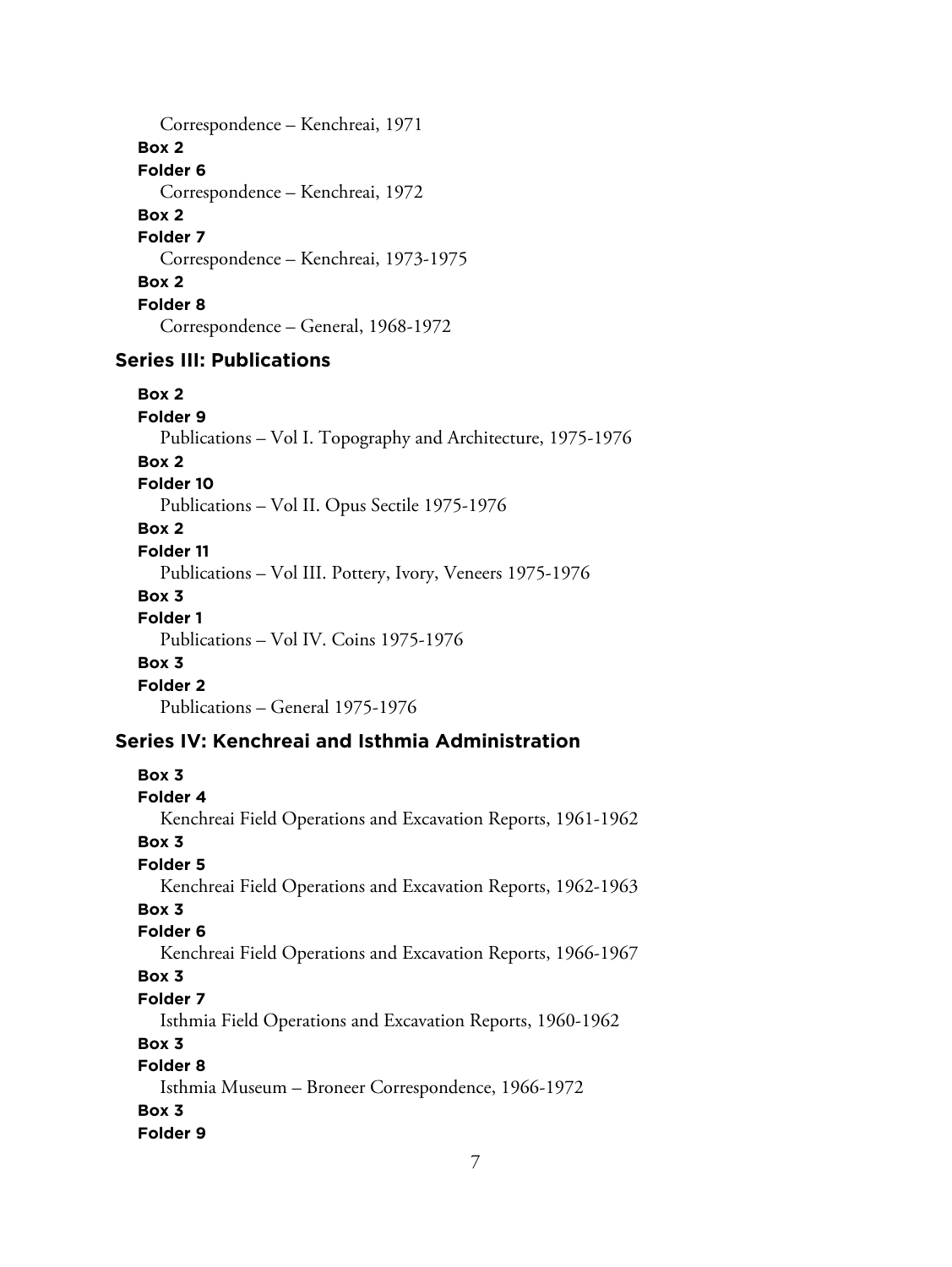Correspondence – Kenchreai, 1971

**Box 2**

**Folder 6**

Correspondence – Kenchreai, 1972

**Box 2**

**Folder 7**

Correspondence – Kenchreai, 1973-1975

**Box 2**

**Folder 8**

Correspondence – General, 1968-1972

## Series III: Publications

**Box 2**

**Folder 9**

Publications – Vol I. Topography and Architecture, 1975-1976

**Box 2**

**Folder 10**

Publications – Vol II. Opus Sectile 1975-1976

**Box 2**

**Folder 11**

Publications – Vol III. Pottery, Ivory, Veneers 1975-1976

**Box 3**

**Folder 1**

Publications – Vol IV. Coins 1975-1976

**Box 3**

**Folder 2**

Publications – General 1975-1976

## Series IV: Kenchreai and Isthmia Administration

**Box 3**

**Folder 4**

Kenchreai Field Operations and Excavation Reports, 1961-1962

**Box 3**

**Folder 5**

Kenchreai Field Operations and Excavation Reports, 1962-1963

**Box 3**

**Folder 6**

Kenchreai Field Operations and Excavation Reports, 1966-1967

**Box 3**

**Folder 7**

Isthmia Field Operations and Excavation Reports, 1960-1962

**Box 3**

**Folder 8**

Isthmia Museum – Broneer Correspondence, 1966-1972

**Box 3**

**Folder 9**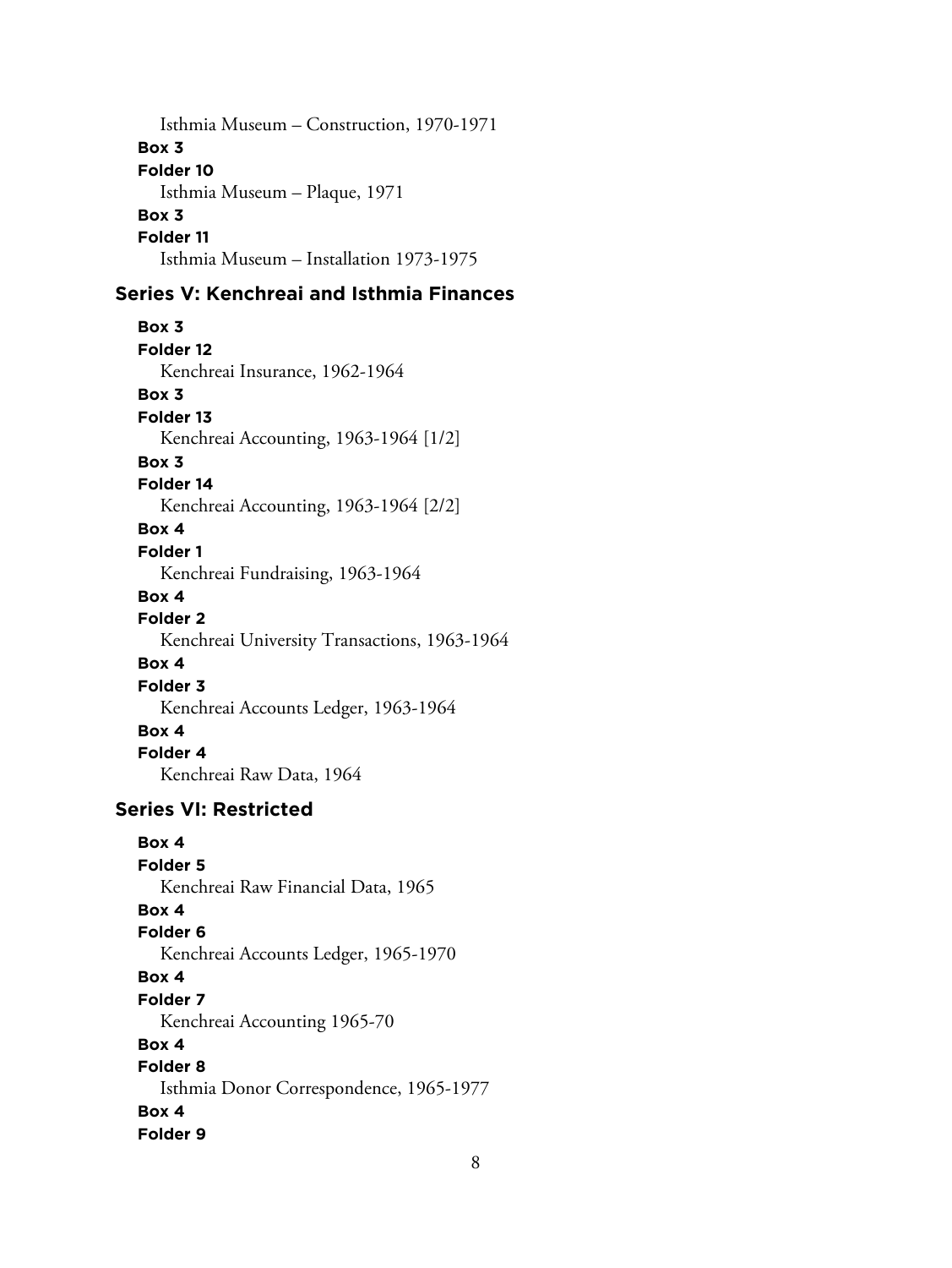Isthmia Museum – Construction, 1970-1971

**Box 3**

**Folder 10**

Isthmia Museum – Plaque, 1971

**Box 3**

**Folder 11**

Isthmia Museum – Installation 1973-1975

## Series V: Kenchreai and Isthmia Finances

**Box 3**

**Folder 12**

Kenchreai Insurance, 1962-1964

**Box 3**

**Folder 13**

Kenchreai Accounting, 1963-1964 [1/2]

**Box 3**

**Folder 14**

Kenchreai Accounting, 1963-1964 [2/2]

**Box 4**

**Folder 1**

Kenchreai Fundraising, 1963-1964

**Box 4**

**Folder 2**

Kenchreai University Transactions, 1963-1964

**Box 4**

**Folder 3**

Kenchreai Accounts Ledger, 1963-1964

**Box 4**

**Folder 4**

Kenchreai Raw Data, 1964

## Series VI: Restricted

**Box 4**

**Folder 5**

Kenchreai Raw Financial Data, 1965

**Box 4**

**Folder 6**

Kenchreai Accounts Ledger, 1965-1970

**Box 4**

**Folder 7**

Kenchreai Accounting 1965-70

**Box 4**

**Folder 8**

Isthmia Donor Correspondence, 1965-1977

**Box 4**

**Folder 9**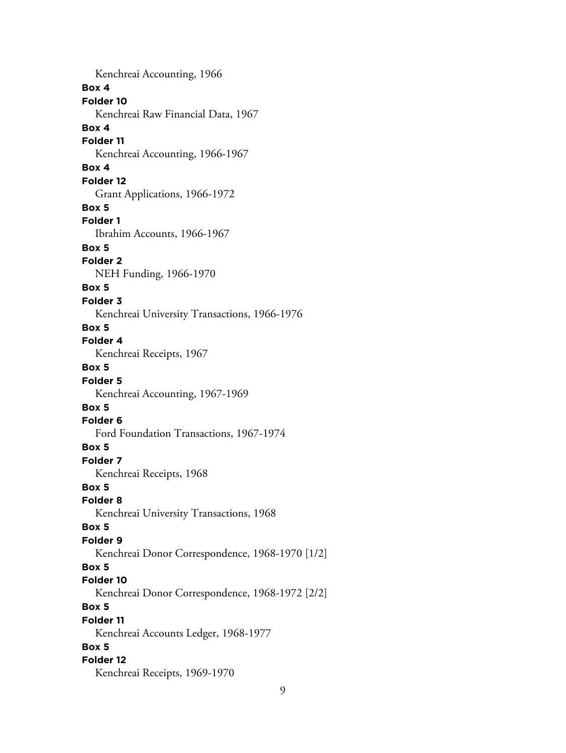Kenchreai Accounting, 1966

**Box 4**

**Folder 10**

Kenchreai Raw Financial Data, 1967

**Box 4**

**Folder 11**

Kenchreai Accounting, 1966-1967

**Box 4**

**Folder 12**

Grant Applications, 1966-1972

**Box 5**

**Folder 1**

Ibrahim Accounts, 1966-1967

**Box 5**

**Folder 2**

NEH Funding, 1966-1970

**Box 5**

**Folder 3**

Kenchreai University Transactions, 1966-1976

**Box 5**

**Folder 4**

Kenchreai Receipts, 1967

**Box 5**

**Folder 5**

Kenchreai Accounting, 1967-1969

**Box 5**

**Folder 6**

Ford Foundation Transactions, 1967-1974

**Box 5**

**Folder 7**

Kenchreai Receipts, 1968

**Box 5**

**Folder 8**

Kenchreai University Transactions, 1968

**Box 5**

**Folder 9**

Kenchreai Donor Correspondence, 1968-1970 [1/2]

**Box 5**

**Folder 10**

Kenchreai Donor Correspondence, 1968-1972 [2/2]

**Box 5**

**Folder 11**

Kenchreai Accounts Ledger, 1968-1977

**Box 5**

**Folder 12**

Kenchreai Receipts, 1969-1970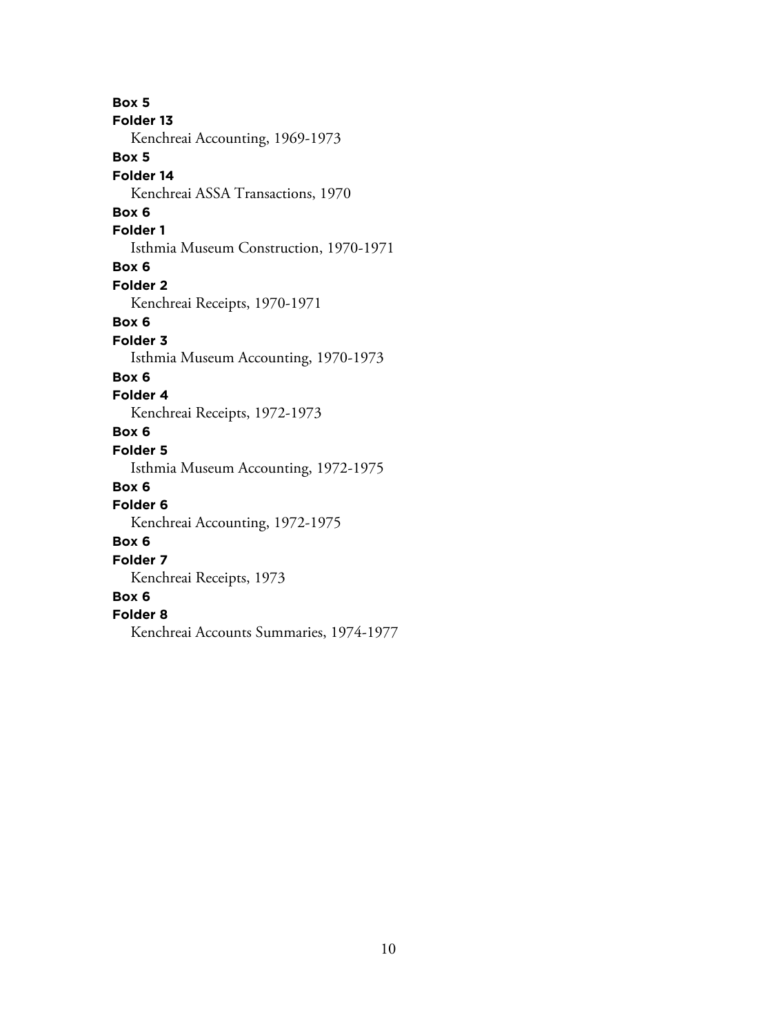**Box 5**
**Folder 13**
Kenchreai Accounting, 1969-1973

**Box 5**
**Folder 14**
Kenchreai ASSA Transactions, 1970

**Box 6**
**Folder 1**
Isthmia Museum Construction, 1970-1971

**Box 6**
**Folder 2**
Kenchreai Receipts, 1970-1971

**Box 6**
**Folder 3**
Isthmia Museum Accounting, 1970-1973

**Box 6**
**Folder 4**
Kenchreai Receipts, 1972-1973

**Box 6**
**Folder 5**
Isthmia Museum Accounting, 1972-1975

**Box 6**
**Folder 6**
Kenchreai Accounting, 1972-1975

**Box 6**
**Folder 7**
Kenchreai Receipts, 1973

**Box 6**
**Folder 8**
Kenchreai Accounts Summaries, 1974-1977